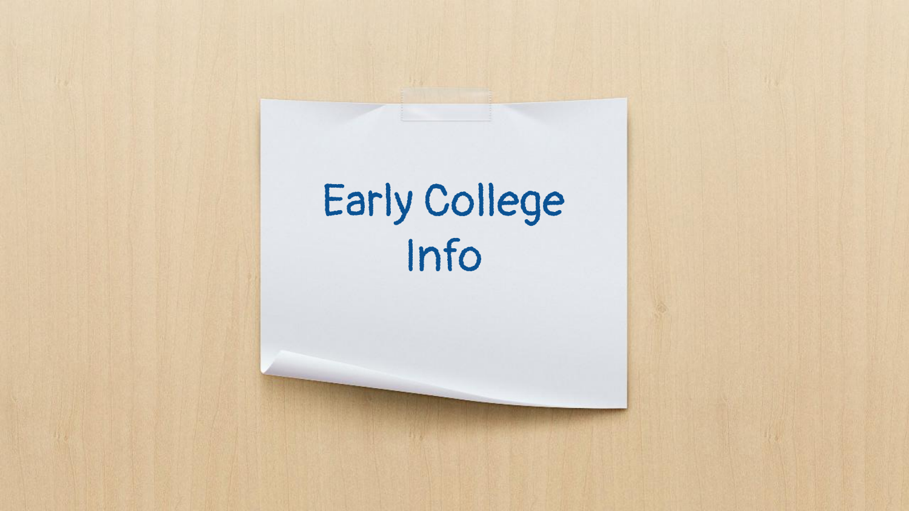# Early College Info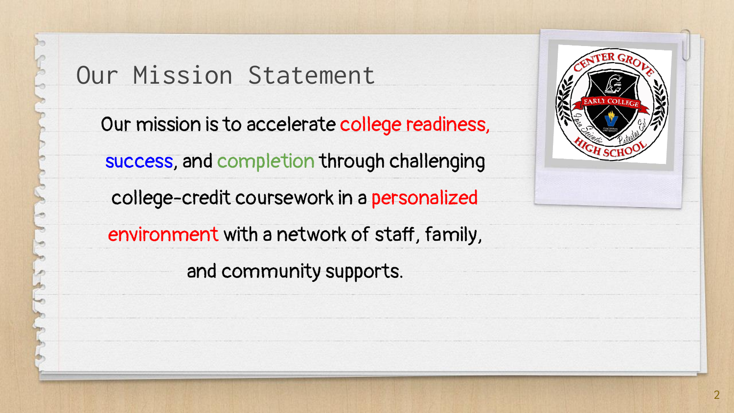# Our Mission Statement

Our mission is to accelerate college readiness, success, and completion through challenging college-credit coursework in a personalized environment with a network of staff, family, and community supports.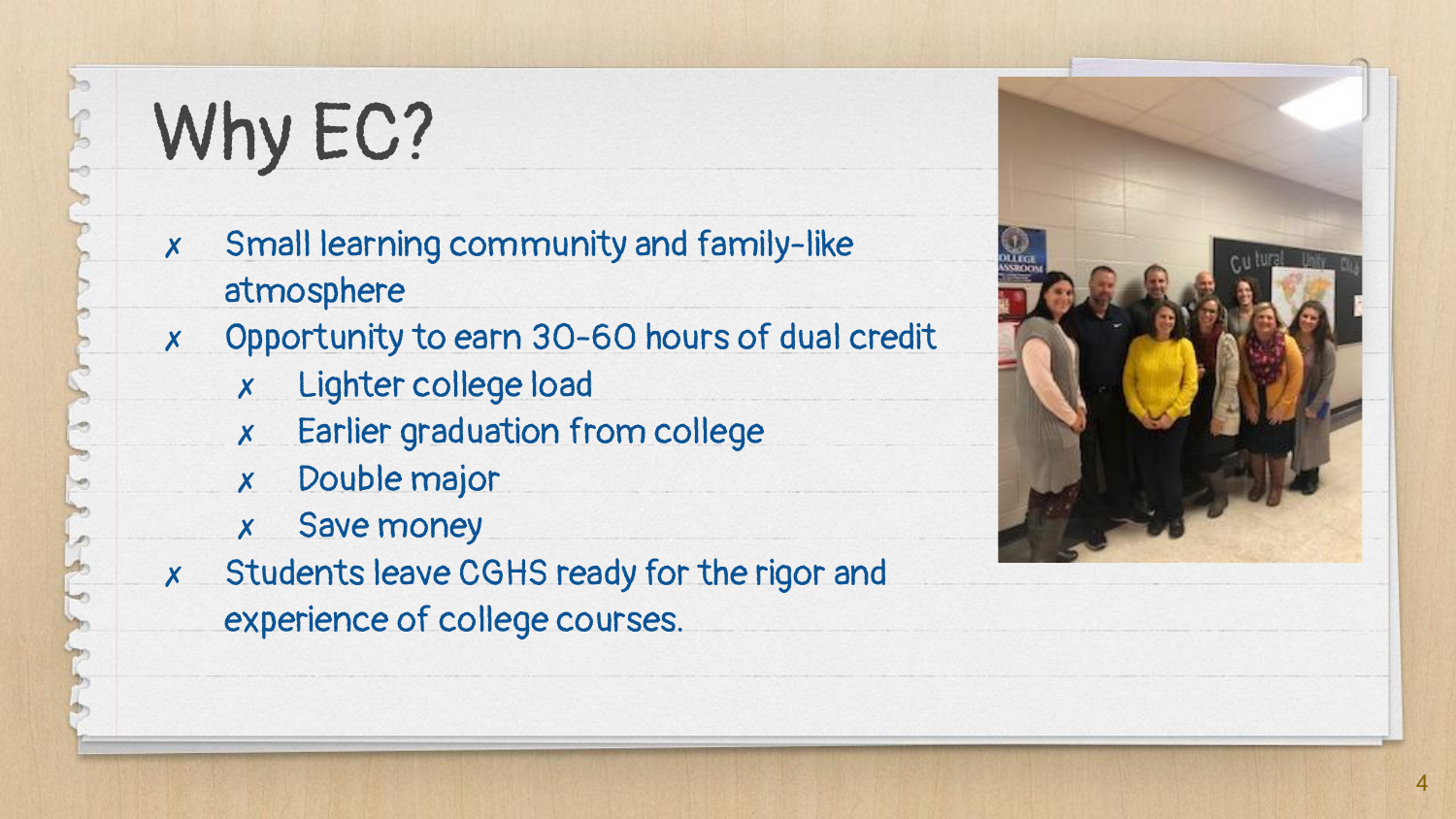# Why EC?

- Small learning community and family-like atmosphere
- Opportunity to earn 30-60 hours of dual credit
  - Lighter college load
  - Earlier graduation from college
  - Double major
  - Save money
- Students leave CGHS ready for the rigor and experience of college courses.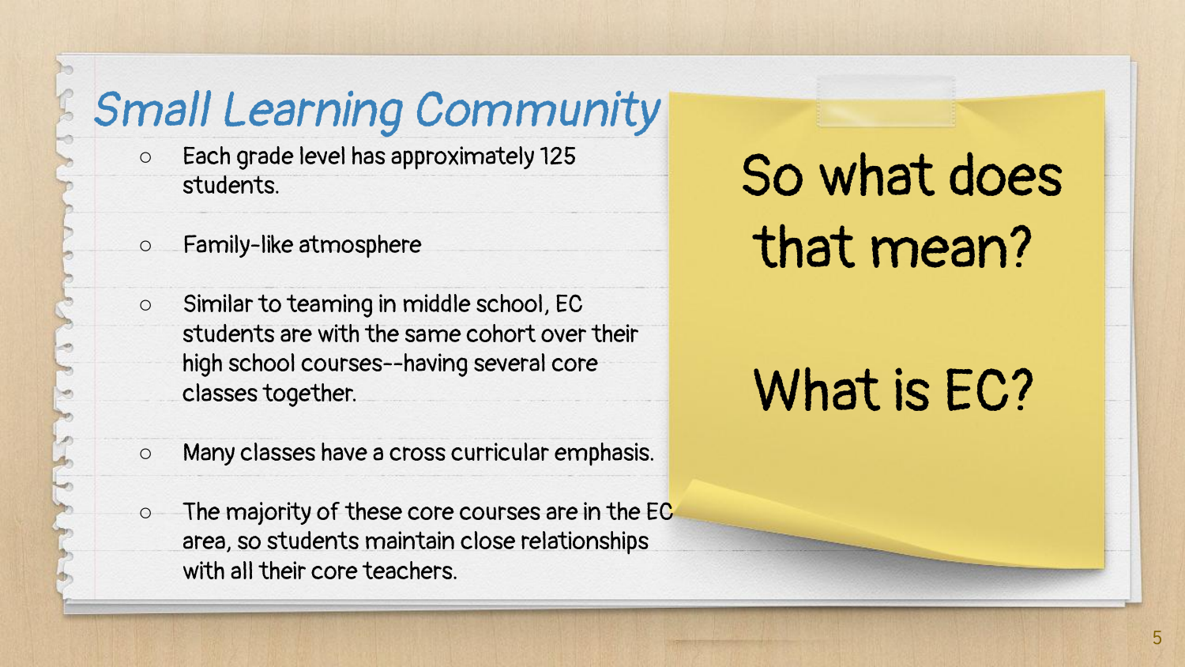# Small Learning Community

- Each grade level has approximately 125 students.
- Family-like atmosphere
- Similar to teaming in middle school, EC students are with the same cohort over their high school courses--having several core classes together.
- Many classes have a cross curricular emphasis.
- The majority of these core courses are in the EC area, so students maintain close relationships with all their core teachers.

So what does that mean?

What is EC?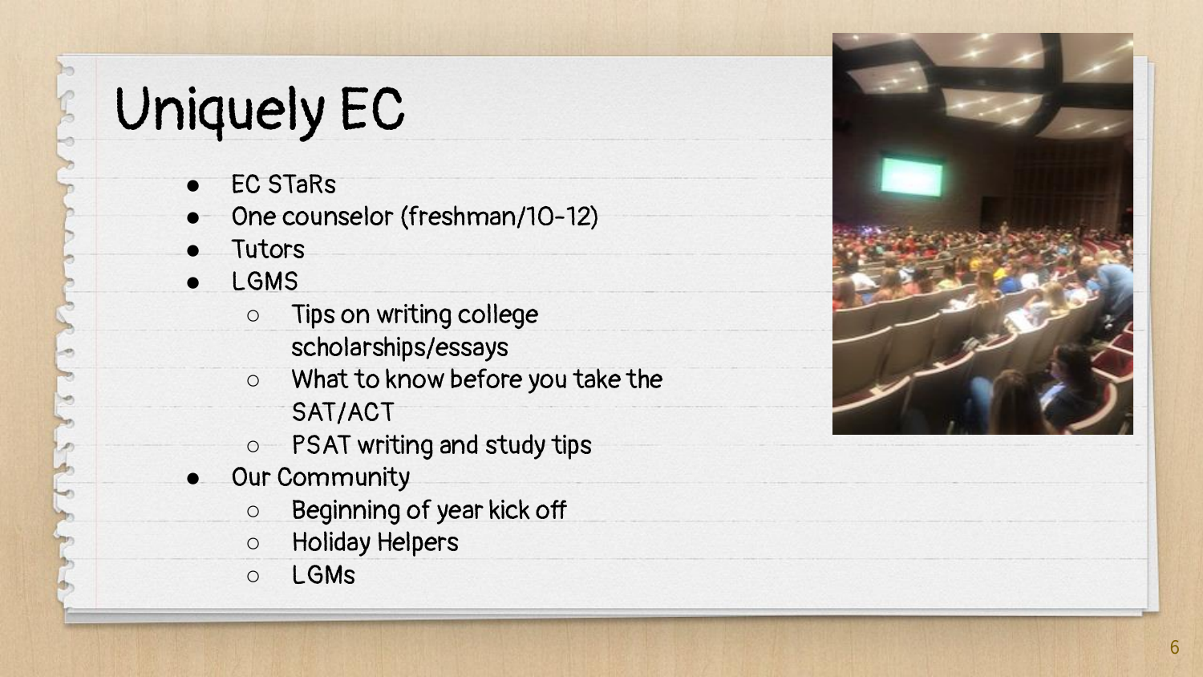# Uniquely EC

- EC STaRs
- One counselor (freshman/10-12)
- Tutors
- LGMS
  - Tips on writing college scholarships/essays
  - What to know before you take the SAT/ACT
  - PSAT writing and study tips
- Our Community
  - Beginning of year kick off
  - Holiday Helpers
  - LGMs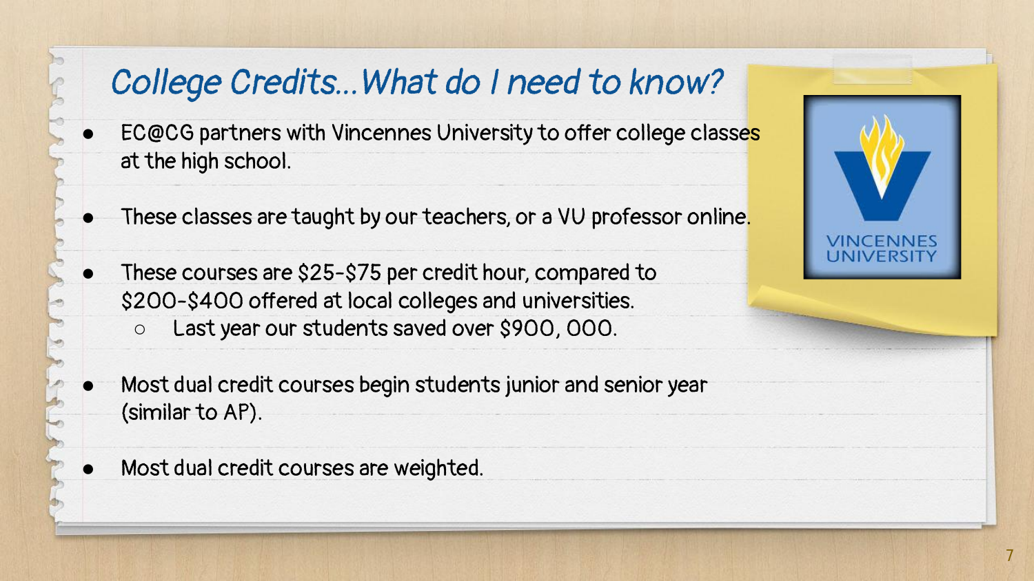# College Credits...What do I need to know?

- EC@CG partners with Vincennes University to offer college classes at the high school.
- These classes are taught by our teachers, or a VU professor online.
- These courses are $25-$75 per credit hour, compared to $200-$400 offered at local colleges and universities.
  - Last year our students saved over $900, 000.
- Most dual credit courses begin students junior and senior year (similar to AP).
- Most dual credit courses are weighted.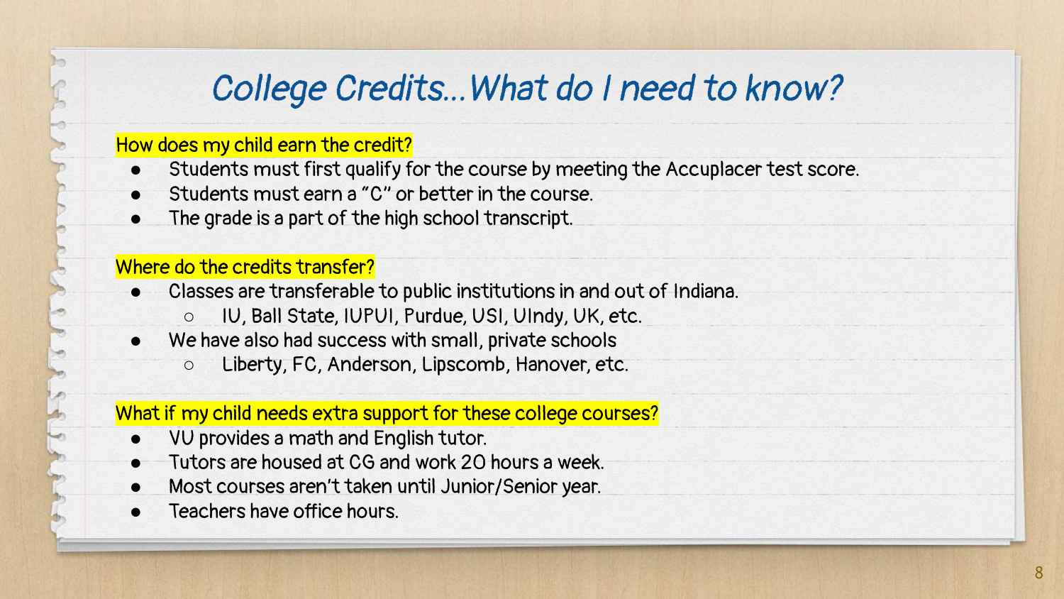# College Credits...What do I need to know?

**How does my child earn the credit?**

- Students must first qualify for the course by meeting the Accuplacer test score.
- Students must earn a "C" or better in the course.
- The grade is a part of the high school transcript.

**Where do the credits transfer?**

- Classes are transferable to public institutions in and out of Indiana.
  - IU, Ball State, IUPUI, Purdue, USI, UIndy, UK, etc.
- We have also had success with small, private schools
  - Liberty, FC, Anderson, Lipscomb, Hanover, etc.

**What if my child needs extra support for these college courses?**

- VU provides a math and English tutor.
- Tutors are housed at CG and work 20 hours a week.
- Most courses aren't taken until Junior/Senior year.
- Teachers have office hours.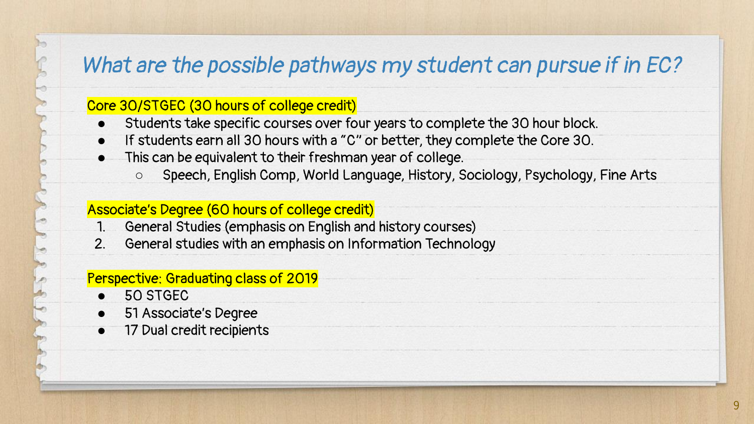# *What are the possible pathways my student can pursue if in EC?*

Core 30/STGEC (30 hours of college credit)

- Students take specific courses over four years to complete the 30 hour block.
- If students earn all 30 hours with a "C" or better, they complete the Core 30.
- This can be equivalent to their freshman year of college.
  - Speech, English Comp, World Language, History, Sociology, Psychology, Fine Arts

Associate's Degree (60 hours of college credit)

1. General Studies (emphasis on English and history courses)
2. General studies with an emphasis on Information Technology

Perspective: Graduating class of 2019

- 50 STGEC
- 51 Associate's Degree
- 17 Dual credit recipients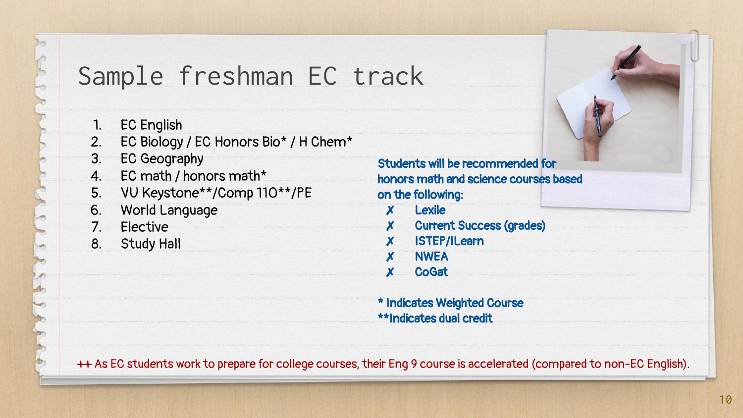# Sample freshman EC track

1. EC English
2. EC Biology / EC Honors Bio* / H Chem*
3. EC Geography
4. EC math / honors math*
5. VU Keystone**/Comp 110**/PE
6. World Language
7. Elective
8. Study Hall

**Students will be recommended for honors math and science courses based on the following:**

- ✗ Lexile
- ✗ Current Success (grades)
- ✗ ISTEP/ILearn
- ✗ NWEA
- ✗ CoGat

**\* Indicates Weighted Course**
**\*\*Indicates dual credit**

++ As EC students work to prepare for college courses, their Eng 9 course is accelerated (compared to non-EC English).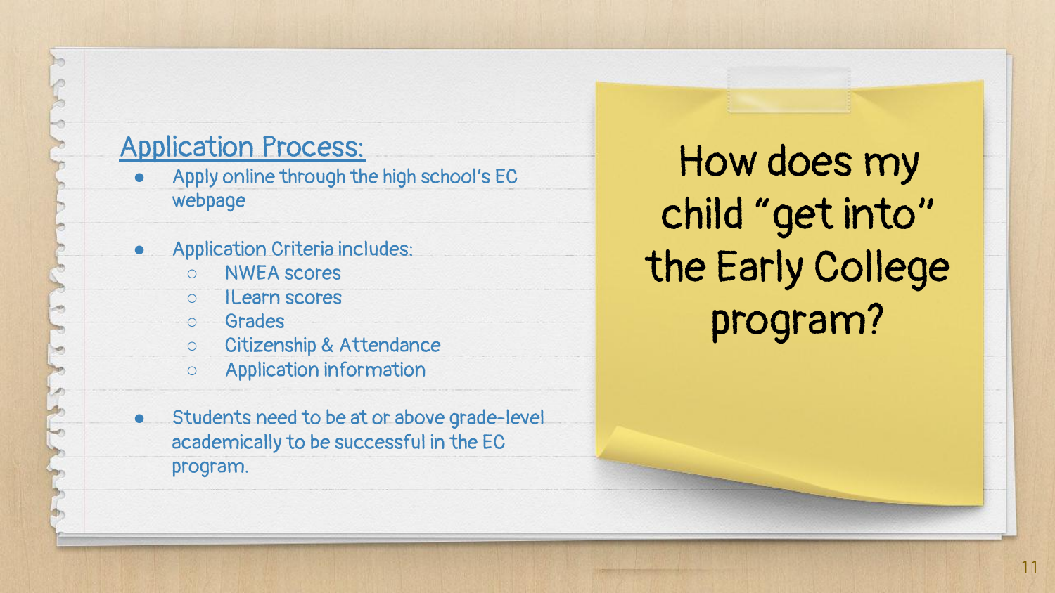# How does my child "get into" the Early College program?

## Application Process:

- Apply online through the high school's EC webpage
- Application Criteria includes:
  - NWEA scores
  - ILearn scores
  - Grades
  - Citizenship & Attendance
  - Application information
- Students need to be at or above grade-level academically to be successful in the EC program.